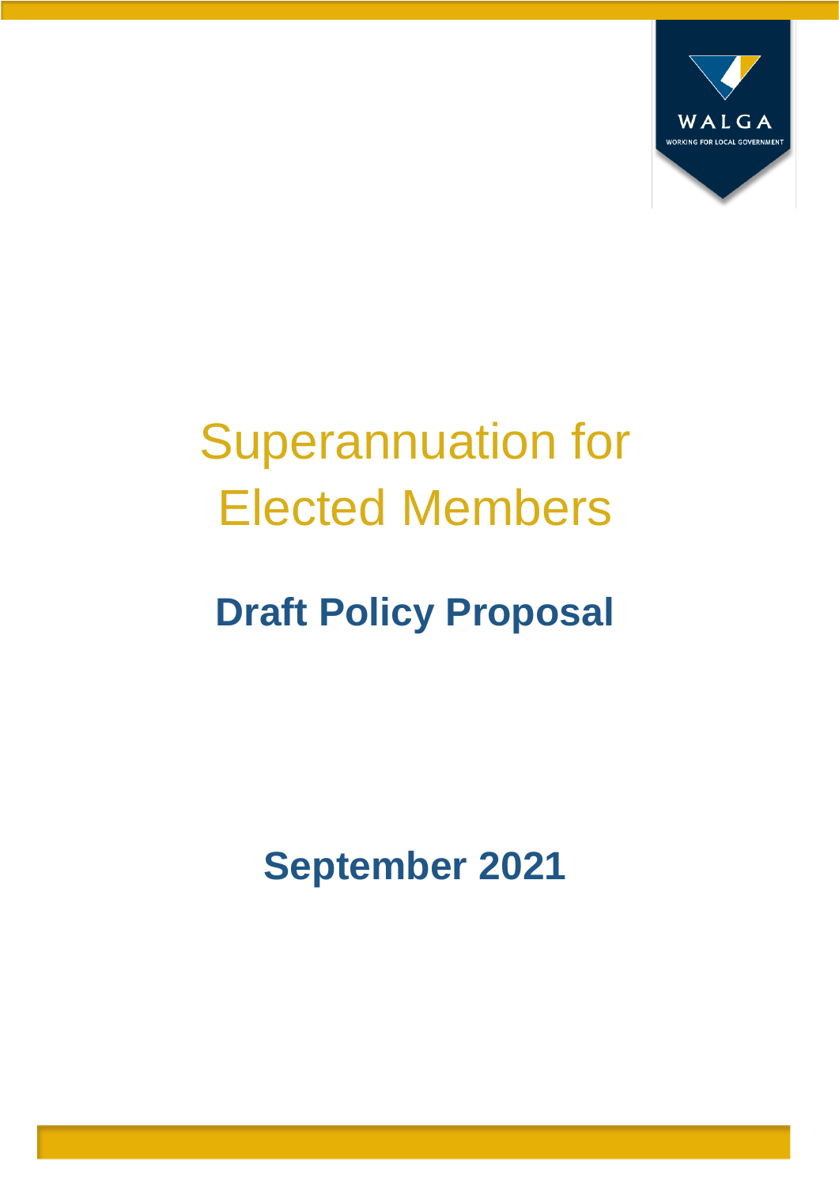WALGA

WORKING FOR LOCAL GOVERNMENT

# Superannuation for Elected Members

## Draft Policy Proposal

**September 2021**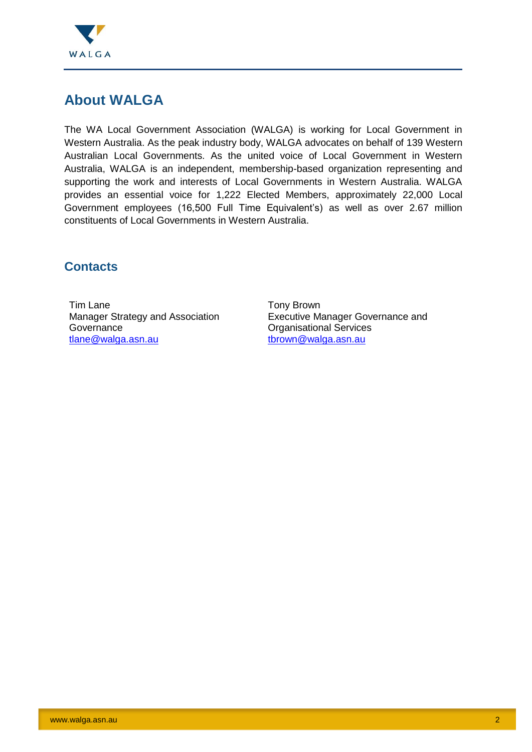## About WALGA

The WA Local Government Association (WALGA) is working for Local Government in Western Australia. As the peak industry body, WALGA advocates on behalf of 139 Western Australian Local Governments. As the united voice of Local Government in Western Australia, WALGA is an independent, membership-based organization representing and supporting the work and interests of Local Governments in Western Australia. WALGA provides an essential voice for 1,222 Elected Members, approximately 22,000 Local Government employees (16,500 Full Time Equivalent's) as well as over 2.67 million constituents of Local Governments in Western Australia.

### Contacts

Tim Lane
Manager Strategy and Association Governance
tlane@walga.asn.au

Tony Brown
Executive Manager Governance and Organisational Services
tbrown@walga.asn.au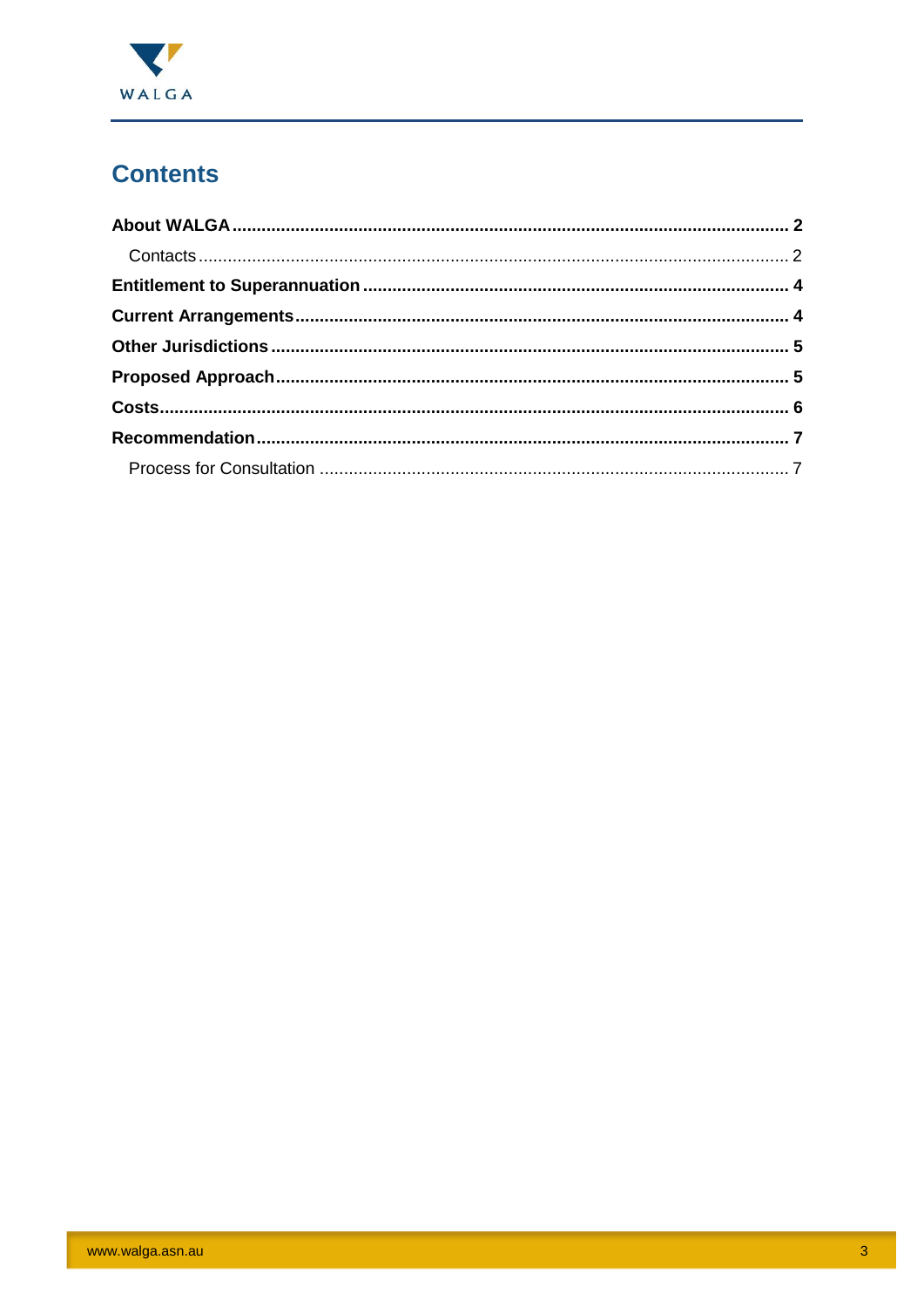# Contents

**About WALGA** .................................................................................................................. **2**

Contacts ........................................................................................................................ 2

**Entitlement to Superannuation** ....................................................................................... **4**

**Current Arrangements** .................................................................................................... **4**

**Other Jurisdictions** ......................................................................................................... **5**

**Proposed Approach** ........................................................................................................ **5**

**Costs** ................................................................................................................................ **6**

**Recommendation** ............................................................................................................ **7**

Process for Consultation ................................................................................................ 7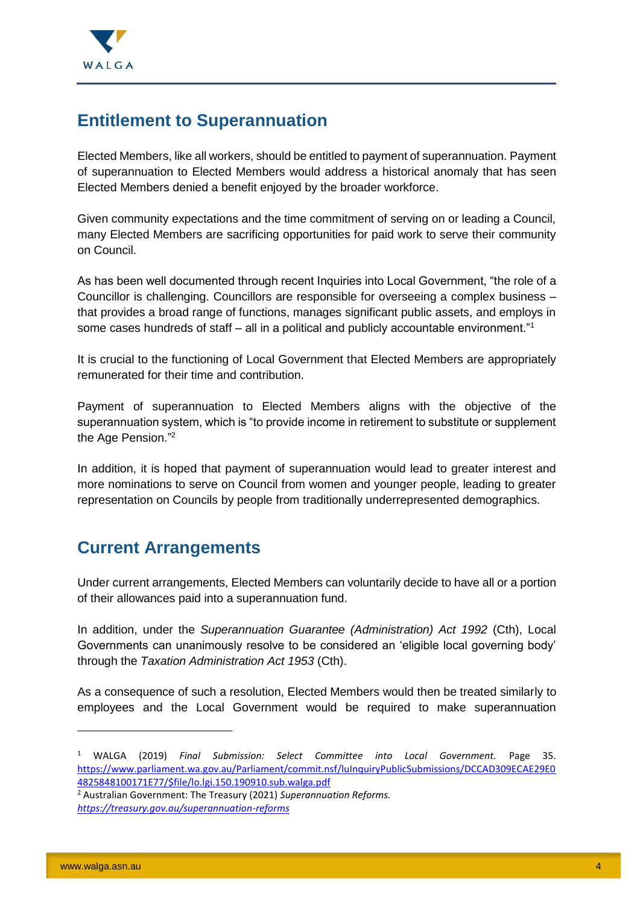## Entitlement to Superannuation

Elected Members, like all workers, should be entitled to payment of superannuation. Payment of superannuation to Elected Members would address a historical anomaly that has seen Elected Members denied a benefit enjoyed by the broader workforce.

Given community expectations and the time commitment of serving on or leading a Council, many Elected Members are sacrificing opportunities for paid work to serve their community on Council.

As has been well documented through recent Inquiries into Local Government, "the role of a Councillor is challenging. Councillors are responsible for overseeing a complex business – that provides a broad range of functions, manages significant public assets, and employs in some cases hundreds of staff – all in a political and publicly accountable environment."[1]

It is crucial to the functioning of Local Government that Elected Members are appropriately remunerated for their time and contribution.

Payment of superannuation to Elected Members aligns with the objective of the superannuation system, which is "to provide income in retirement to substitute or supplement the Age Pension."[2]

In addition, it is hoped that payment of superannuation would lead to greater interest and more nominations to serve on Council from women and younger people, leading to greater representation on Councils by people from traditionally underrepresented demographics.

## Current Arrangements

Under current arrangements, Elected Members can voluntarily decide to have all or a portion of their allowances paid into a superannuation fund.

In addition, under the *Superannuation Guarantee (Administration) Act 1992* (Cth), Local Governments can unanimously resolve to be considered an 'eligible local governing body' through the *Taxation Administration Act 1953* (Cth).

As a consequence of such a resolution, Elected Members would then be treated similarly to employees and the Local Government would be required to make superannuation

---

[1] WALGA (2019) *Final Submission: Select Committee into Local Government.* Page 35. https://www.parliament.wa.gov.au/Parliament/commit.nsf/luInquiryPublicSubmissions/DCCAD309ECAE29E04825848100171E77/$file/lo.lgi.150.190910.sub.walga.pdf

[2] Australian Government: The Treasury (2021) *Superannuation Reforms.* https://treasury.gov.au/superannuation-reforms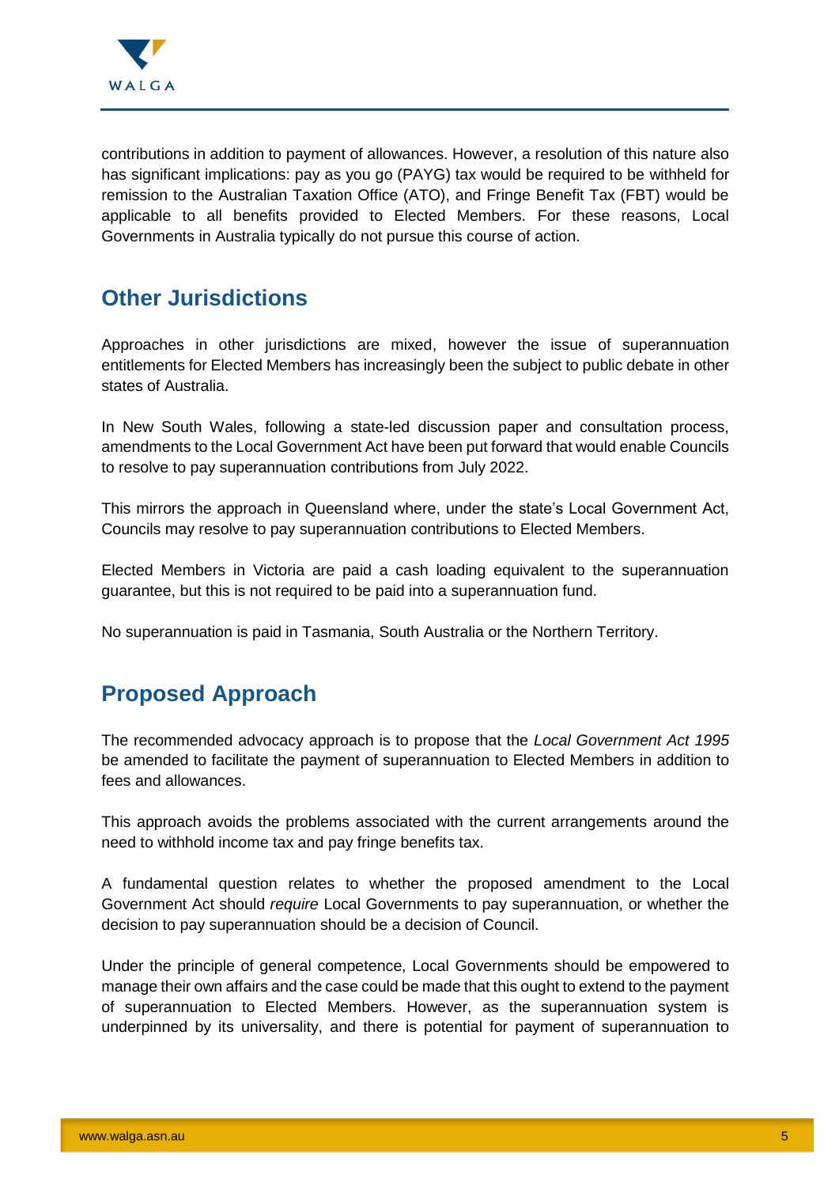contributions in addition to payment of allowances. However, a resolution of this nature also has significant implications: pay as you go (PAYG) tax would be required to be withheld for remission to the Australian Taxation Office (ATO), and Fringe Benefit Tax (FBT) would be applicable to all benefits provided to Elected Members. For these reasons, Local Governments in Australia typically do not pursue this course of action.

## Other Jurisdictions

Approaches in other jurisdictions are mixed, however the issue of superannuation entitlements for Elected Members has increasingly been the subject to public debate in other states of Australia.

In New South Wales, following a state-led discussion paper and consultation process, amendments to the Local Government Act have been put forward that would enable Councils to resolve to pay superannuation contributions from July 2022.

This mirrors the approach in Queensland where, under the state's Local Government Act, Councils may resolve to pay superannuation contributions to Elected Members.

Elected Members in Victoria are paid a cash loading equivalent to the superannuation guarantee, but this is not required to be paid into a superannuation fund.

No superannuation is paid in Tasmania, South Australia or the Northern Territory.

## Proposed Approach

The recommended advocacy approach is to propose that the *Local Government Act 1995* be amended to facilitate the payment of superannuation to Elected Members in addition to fees and allowances.

This approach avoids the problems associated with the current arrangements around the need to withhold income tax and pay fringe benefits tax.

A fundamental question relates to whether the proposed amendment to the Local Government Act should *require* Local Governments to pay superannuation, or whether the decision to pay superannuation should be a decision of Council.

Under the principle of general competence, Local Governments should be empowered to manage their own affairs and the case could be made that this ought to extend to the payment of superannuation to Elected Members. However, as the superannuation system is underpinned by its universality, and there is potential for payment of superannuation to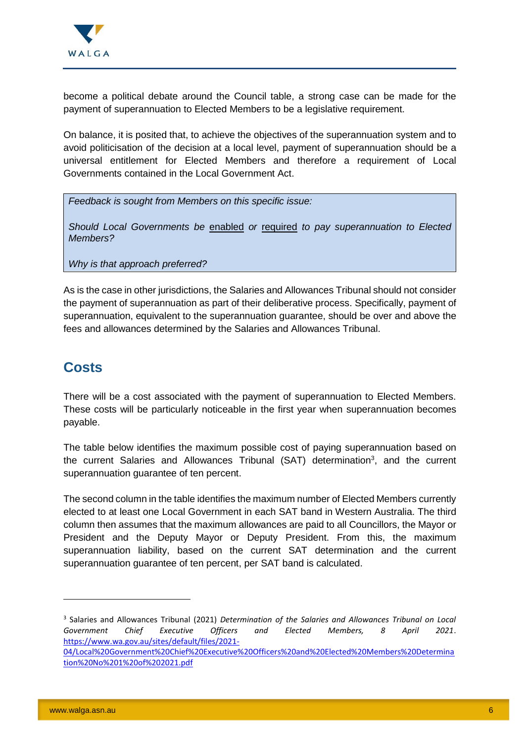become a political debate around the Council table, a strong case can be made for the payment of superannuation to Elected Members to be a legislative requirement.

On balance, it is posited that, to achieve the objectives of the superannuation system and to avoid politicisation of the decision at a local level, payment of superannuation should be a universal entitlement for Elected Members and therefore a requirement of Local Governments contained in the Local Government Act.

> *Feedback is sought from Members on this specific issue:*
>
> *Should Local Governments be <u>enabled</u> or <u>required</u> to pay superannuation to Elected Members?*
>
> *Why is that approach preferred?*

As is the case in other jurisdictions, the Salaries and Allowances Tribunal should not consider the payment of superannuation as part of their deliberative process. Specifically, payment of superannuation, equivalent to the superannuation guarantee, should be over and above the fees and allowances determined by the Salaries and Allowances Tribunal.

## Costs

There will be a cost associated with the payment of superannuation to Elected Members. These costs will be particularly noticeable in the first year when superannuation becomes payable.

The table below identifies the maximum possible cost of paying superannuation based on the current Salaries and Allowances Tribunal (SAT) determination[3], and the current superannuation guarantee of ten percent.

The second column in the table identifies the maximum number of Elected Members currently elected to at least one Local Government in each SAT band in Western Australia. The third column then assumes that the maximum allowances are paid to all Councillors, the Mayor or President and the Deputy Mayor or Deputy President. From this, the maximum superannuation liability, based on the current SAT determination and the current superannuation guarantee of ten percent, per SAT band is calculated.

---

[3] Salaries and Allowances Tribunal (2021) *Determination of the Salaries and Allowances Tribunal on Local Government Chief Executive Officers and Elected Members, 8 April 2021*. https://www.wa.gov.au/sites/default/files/2021-04/Local%20Government%20Chief%20Executive%20Officers%20and%20Elected%20Members%20Determination%20No%201%20of%202021.pdf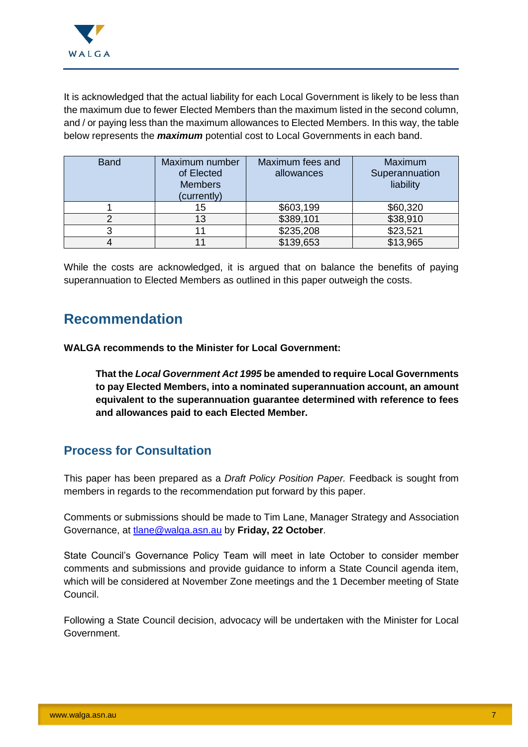It is acknowledged that the actual liability for each Local Government is likely to be less than the maximum due to fewer Elected Members than the maximum listed in the second column, and / or paying less than the maximum allowances to Elected Members. In this way, the table below represents the ***maximum*** potential cost to Local Governments in each band.

| Band | Maximum number of Elected Members (currently) | Maximum fees and allowances | Maximum Superannuation liability |
|---|---|---|---|
| 1 | 15 | $603,199 | $60,320 |
| 2 | 13 | $389,101 | $38,910 |
| 3 | 11 | $235,208 | $23,521 |
| 4 | 11 | $139,653 | $13,965 |

While the costs are acknowledged, it is argued that on balance the benefits of paying superannuation to Elected Members as outlined in this paper outweigh the costs.

## Recommendation

**WALGA recommends to the Minister for Local Government:**

> **That the *Local Government Act 1995* be amended to require Local Governments to pay Elected Members, into a nominated superannuation account, an amount equivalent to the superannuation guarantee determined with reference to fees and allowances paid to each Elected Member.**

### Process for Consultation

This paper has been prepared as a *Draft Policy Position Paper.* Feedback is sought from members in regards to the recommendation put forward by this paper.

Comments or submissions should be made to Tim Lane, Manager Strategy and Association Governance, at tlane@walga.asn.au by **Friday, 22 October**.

State Council's Governance Policy Team will meet in late October to consider member comments and submissions and provide guidance to inform a State Council agenda item, which will be considered at November Zone meetings and the 1 December meeting of State Council.

Following a State Council decision, advocacy will be undertaken with the Minister for Local Government.